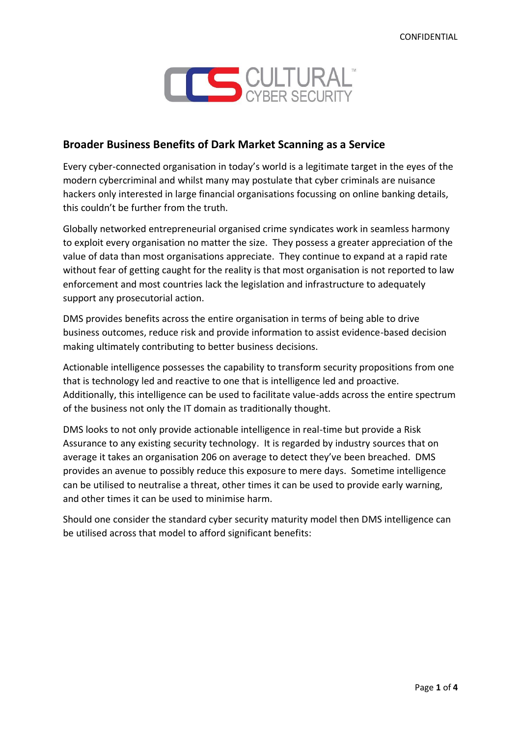CONFIDENTIAL

CULTURAL CYBER SECURITY

## Broader Business Benefits of Dark Market Scanning as a Service

Every cyber-connected organisation in today's world is a legitimate target in the eyes of the modern cybercriminal and whilst many may postulate that cyber criminals are nuisance hackers only interested in large financial organisations focussing on online banking details, this couldn't be further from the truth.

Globally networked entrepreneurial organised crime syndicates work in seamless harmony to exploit every organisation no matter the size. They possess a greater appreciation of the value of data than most organisations appreciate. They continue to expand at a rapid rate without fear of getting caught for the reality is that most organisation is not reported to law enforcement and most countries lack the legislation and infrastructure to adequately support any prosecutorial action.

DMS provides benefits across the entire organisation in terms of being able to drive business outcomes, reduce risk and provide information to assist evidence-based decision making ultimately contributing to better business decisions.

Actionable intelligence possesses the capability to transform security propositions from one that is technology led and reactive to one that is intelligence led and proactive. Additionally, this intelligence can be used to facilitate value-adds across the entire spectrum of the business not only the IT domain as traditionally thought.

DMS looks to not only provide actionable intelligence in real-time but provide a Risk Assurance to any existing security technology. It is regarded by industry sources that on average it takes an organisation 206 on average to detect they've been breached. DMS provides an avenue to possibly reduce this exposure to mere days. Sometime intelligence can be utilised to neutralise a threat, other times it can be used to provide early warning, and other times it can be used to minimise harm.

Should one consider the standard cyber security maturity model then DMS intelligence can be utilised across that model to afford significant benefits: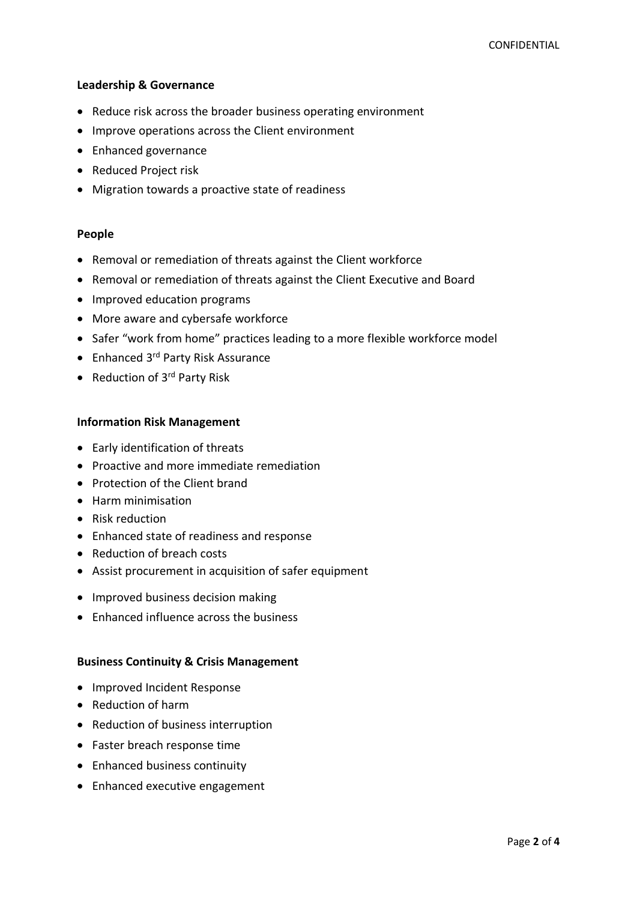**Leadership & Governance**

- Reduce risk across the broader business operating environment
- Improve operations across the Client environment
- Enhanced governance
- Reduced Project risk
- Migration towards a proactive state of readiness

**People**

- Removal or remediation of threats against the Client workforce
- Removal or remediation of threats against the Client Executive and Board
- Improved education programs
- More aware and cybersafe workforce
- Safer "work from home" practices leading to a more flexible workforce model
- Enhanced 3rd Party Risk Assurance
- Reduction of 3rd Party Risk

**Information Risk Management**

- Early identification of threats
- Proactive and more immediate remediation
- Protection of the Client brand
- Harm minimisation
- Risk reduction
- Enhanced state of readiness and response
- Reduction of breach costs
- Assist procurement in acquisition of safer equipment
- Improved business decision making
- Enhanced influence across the business

**Business Continuity & Crisis Management**

- Improved Incident Response
- Reduction of harm
- Reduction of business interruption
- Faster breach response time
- Enhanced business continuity
- Enhanced executive engagement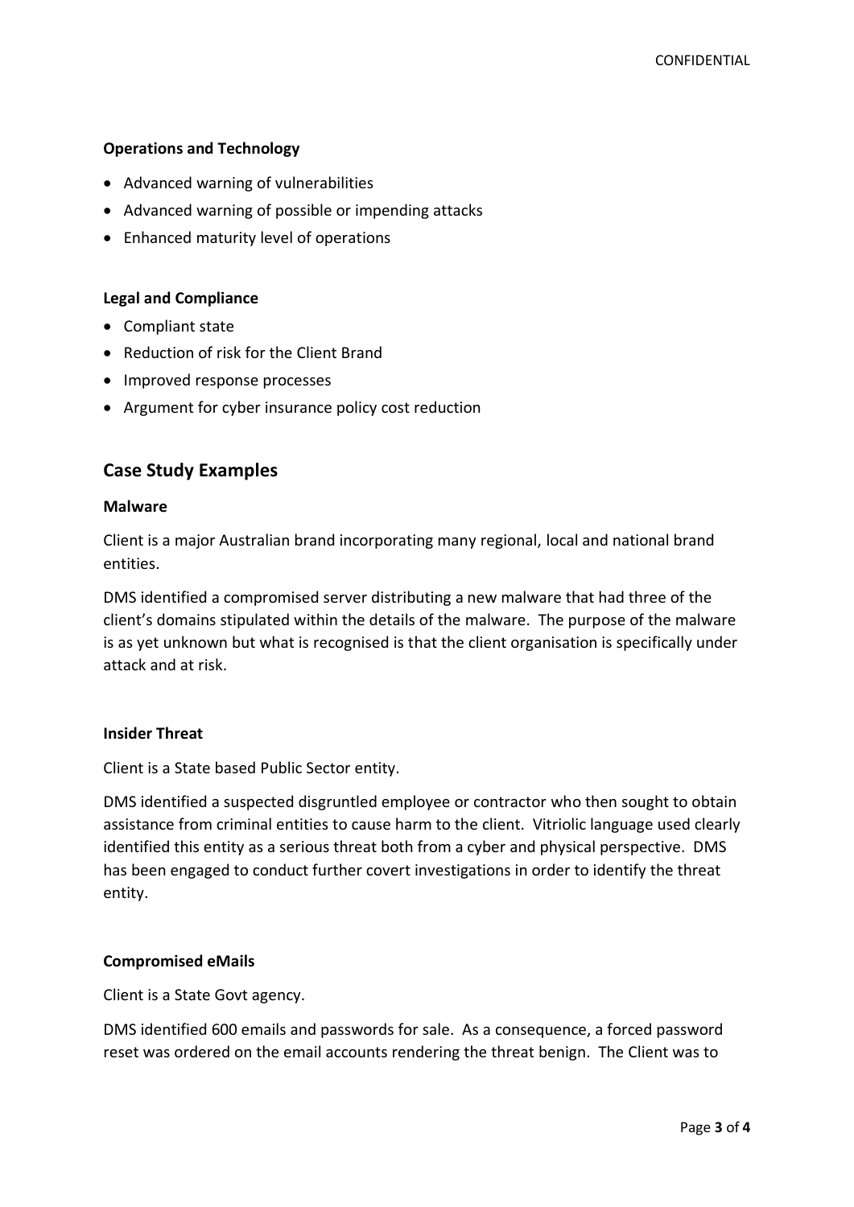#### Operations and Technology

- Advanced warning of vulnerabilities
- Advanced warning of possible or impending attacks
- Enhanced maturity level of operations

#### Legal and Compliance

- Compliant state
- Reduction of risk for the Client Brand
- Improved response processes
- Argument for cyber insurance policy cost reduction

## Case Study Examples

#### Malware

Client is a major Australian brand incorporating many regional, local and national brand entities.

DMS identified a compromised server distributing a new malware that had three of the client's domains stipulated within the details of the malware. The purpose of the malware is as yet unknown but what is recognised is that the client organisation is specifically under attack and at risk.

#### Insider Threat

Client is a State based Public Sector entity.

DMS identified a suspected disgruntled employee or contractor who then sought to obtain assistance from criminal entities to cause harm to the client. Vitriolic language used clearly identified this entity as a serious threat both from a cyber and physical perspective. DMS has been engaged to conduct further covert investigations in order to identify the threat entity.

#### Compromised eMails

Client is a State Govt agency.

DMS identified 600 emails and passwords for sale. As a consequence, a forced password reset was ordered on the email accounts rendering the threat benign. The Client was to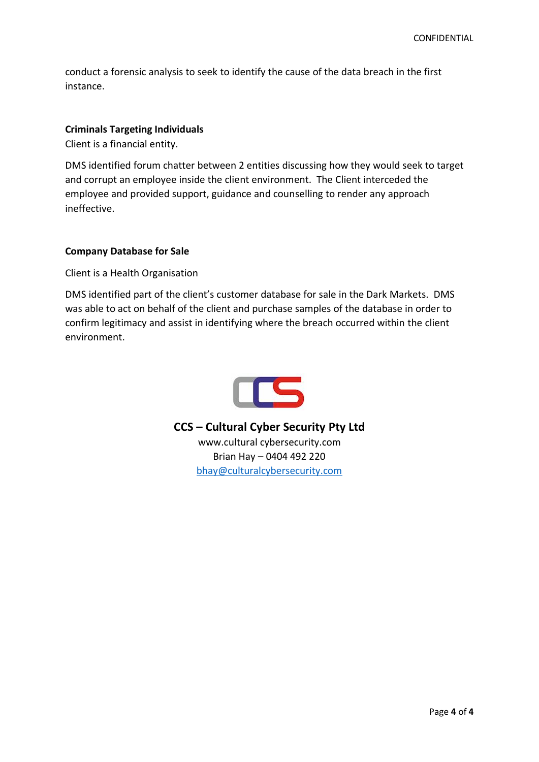conduct a forensic analysis to seek to identify the cause of the data breach in the first instance.

**Criminals Targeting Individuals**

Client is a financial entity.

DMS identified forum chatter between 2 entities discussing how they would seek to target and corrupt an employee inside the client environment. The Client interceded the employee and provided support, guidance and counselling to render any approach ineffective.

**Company Database for Sale**

Client is a Health Organisation

DMS identified part of the client's customer database for sale in the Dark Markets. DMS was able to act on behalf of the client and purchase samples of the database in order to confirm legitimacy and assist in identifying where the breach occurred within the client environment.

**CCS – Cultural Cyber Security Pty Ltd**

www.cultural cybersecurity.com

Brian Hay – 0404 492 220

bhay@culturalcybersecurity.com